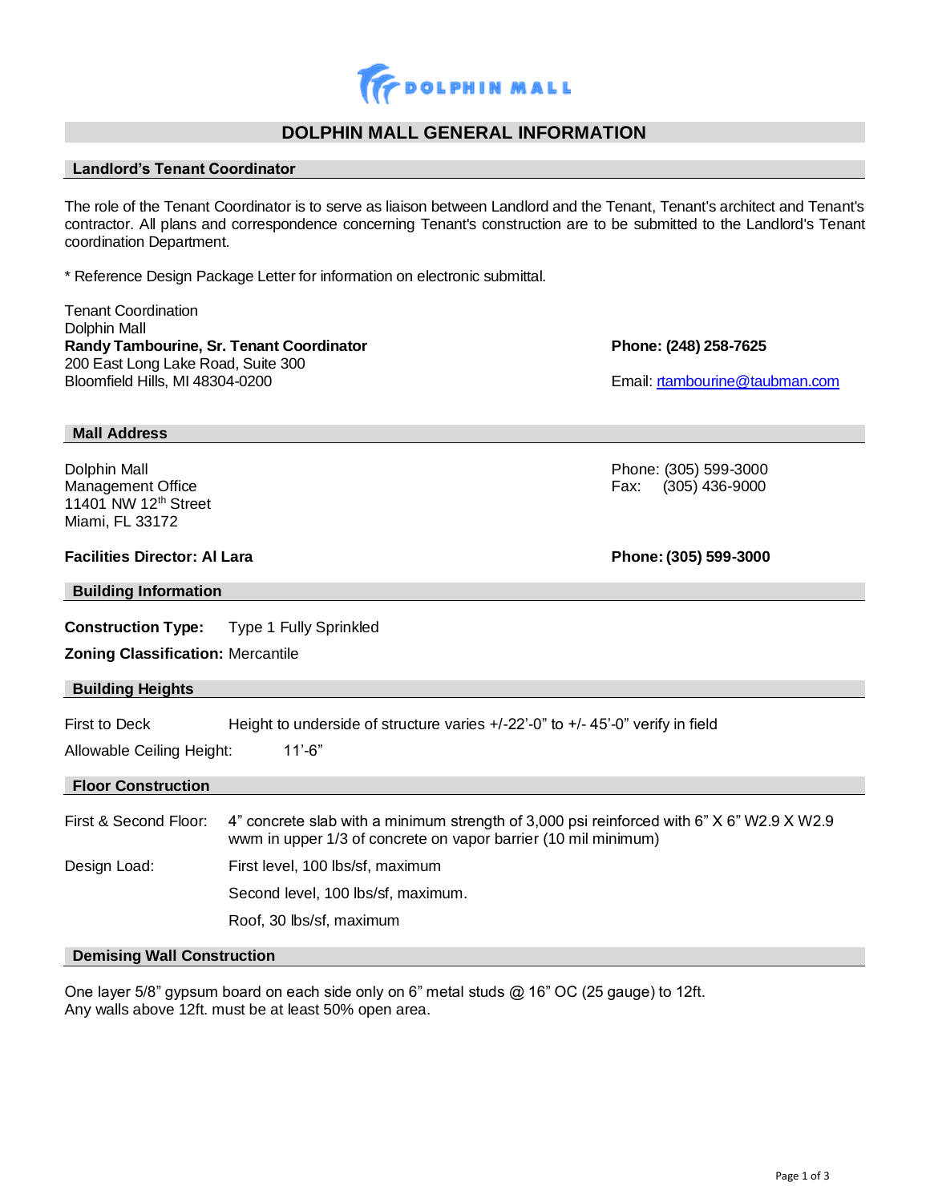# DOLPHIN MALL GENERAL INFORMATION

## Landlord's Tenant Coordinator

The role of the Tenant Coordinator is to serve as liaison between Landlord and the Tenant, Tenant's architect and Tenant's contractor. All plans and correspondence concerning Tenant's construction are to be submitted to the Landlord's Tenant coordination Department.

* Reference Design Package Letter for information on electronic submittal.

Tenant Coordination
Dolphin Mall
**Randy Tambourine, Sr. Tenant Coordinator**
200 East Long Lake Road, Suite 300
Bloomfield Hills, MI 48304-0200

**Phone: (248) 258-7625**

Email: rtambourine@taubman.com

## Mall Address

Dolphin Mall
Management Office
11401 NW 12th Street
Miami, FL 33172

Phone: (305) 599-3000
Fax: (305) 436-9000

**Facilities Director: Al Lara**

**Phone: (305) 599-3000**

## Building Information

**Construction Type:** Type 1 Fully Sprinkled

**Zoning Classification:** Mercantile

## Building Heights

First to Deck: Height to underside of structure varies +/-22'-0" to +/- 45'-0" verify in field

Allowable Ceiling Height: 11'-6"

## Floor Construction

First & Second Floor: 4" concrete slab with a minimum strength of 3,000 psi reinforced with 6" X 6" W2.9 X W2.9 wwm in upper 1/3 of concrete on vapor barrier (10 mil minimum)

Design Load:
- First level, 100 lbs/sf, maximum
- Second level, 100 lbs/sf, maximum.
- Roof, 30 lbs/sf, maximum

## Demising Wall Construction

One layer 5/8" gypsum board on each side only on 6" metal studs @ 16" OC (25 gauge) to 12ft.
Any walls above 12ft. must be at least 50% open area.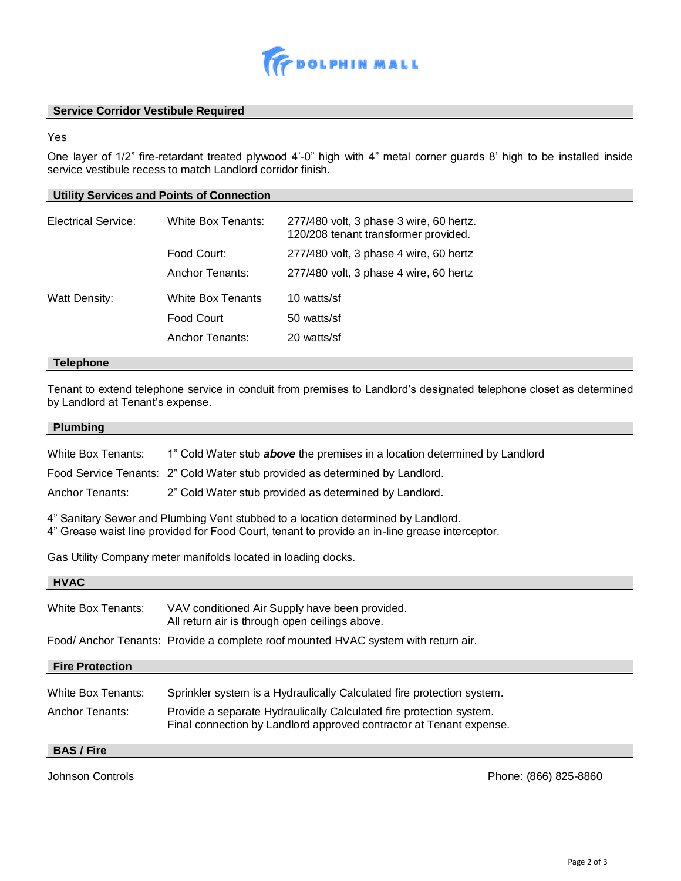## Service Corridor Vestibule Required

Yes

One layer of 1/2" fire-retardant treated plywood 4'-0" high with 4" metal corner guards 8' high to be installed inside service vestibule recess to match Landlord corridor finish.

## Utility Services and Points of Connection

| | | |
|---|---|---|
| Electrical Service: | White Box Tenants: | 277/480 volt, 3 phase 3 wire, 60 hertz. 120/208 tenant transformer provided. |
| | Food Court: | 277/480 volt, 3 phase 4 wire, 60 hertz |
| | Anchor Tenants: | 277/480 volt, 3 phase 4 wire, 60 hertz |
| Watt Density: | White Box Tenants | 10 watts/sf |
| | Food Court | 50 watts/sf |
| | Anchor Tenants: | 20 watts/sf |

## Telephone

Tenant to extend telephone service in conduit from premises to Landlord's designated telephone closet as determined by Landlord at Tenant's expense.

## Plumbing

| | |
|---|---|
| White Box Tenants: | 1" Cold Water stub ***above*** the premises in a location determined by Landlord |
| Food Service Tenants: | 2" Cold Water stub provided as determined by Landlord. |
| Anchor Tenants: | 2" Cold Water stub provided as determined by Landlord. |

4" Sanitary Sewer and Plumbing Vent stubbed to a location determined by Landlord.
4" Grease waist line provided for Food Court, tenant to provide an in-line grease interceptor.

Gas Utility Company meter manifolds located in loading docks.

## HVAC

| | |
|---|---|
| White Box Tenants: | VAV conditioned Air Supply have been provided. All return air is through open ceilings above. |
| Food/ Anchor Tenants: | Provide a complete roof mounted HVAC system with return air. |

## Fire Protection

| | |
|---|---|
| White Box Tenants: | Sprinkler system is a Hydraulically Calculated fire protection system. |
| Anchor Tenants: | Provide a separate Hydraulically Calculated fire protection system. Final connection by Landlord approved contractor at Tenant expense. |

## BAS / Fire

Johnson Controls — Phone: (866) 825-8860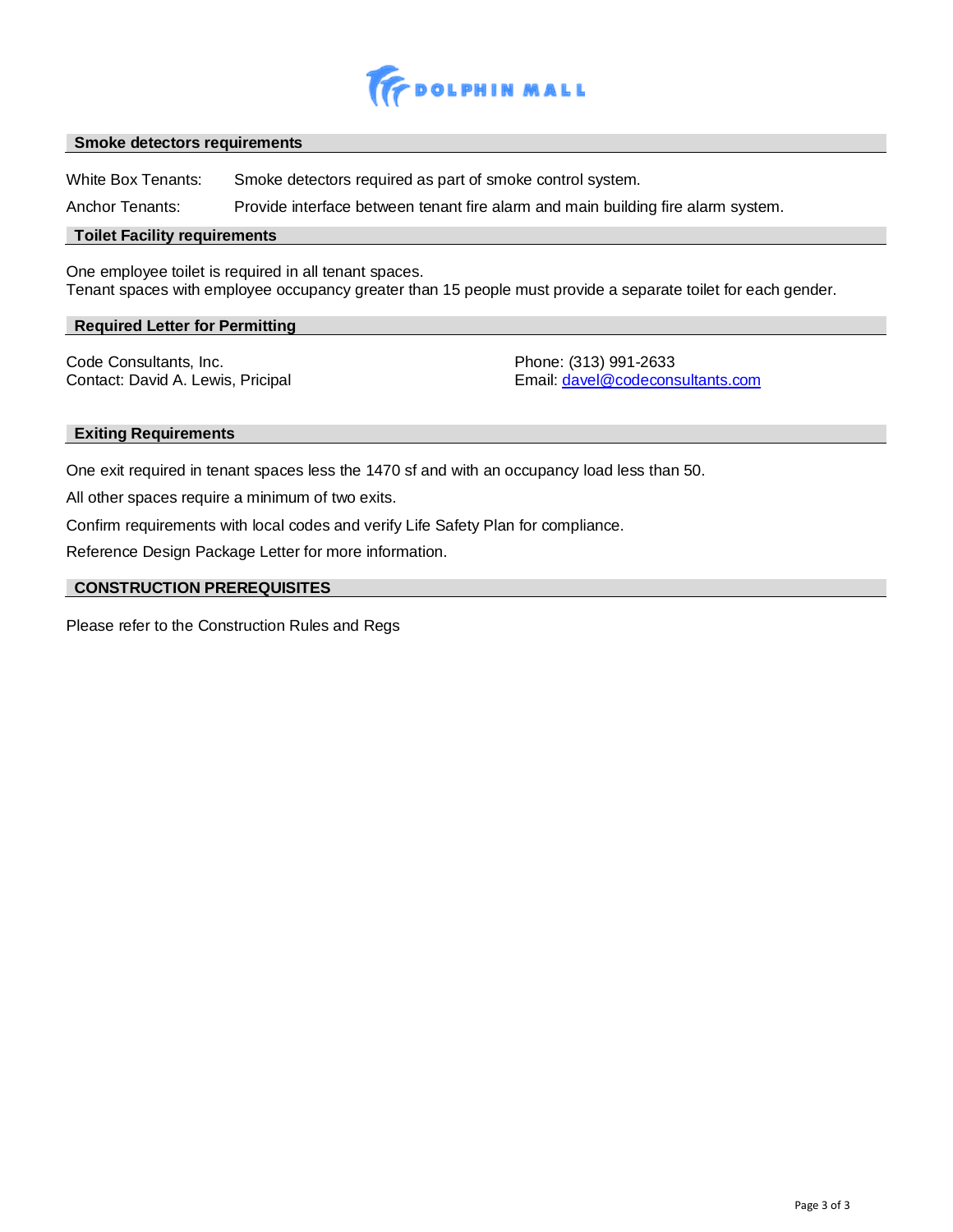## Smoke detectors requirements

White Box Tenants: Smoke detectors required as part of smoke control system.

Anchor Tenants: Provide interface between tenant fire alarm and main building fire alarm system.

## Toilet Facility requirements

One employee toilet is required in all tenant spaces.
Tenant spaces with employee occupancy greater than 15 people must provide a separate toilet for each gender.

## Required Letter for Permitting

Code Consultants, Inc.
Contact: David A. Lewis, Pricipal

Phone: (313) 991-2633
Email: davel@codeconsultants.com

## Exiting Requirements

One exit required in tenant spaces less the 1470 sf and with an occupancy load less than 50.

All other spaces require a minimum of two exits.

Confirm requirements with local codes and verify Life Safety Plan for compliance.

Reference Design Package Letter for more information.

## CONSTRUCTION PREREQUISITES

Please refer to the Construction Rules and Regs